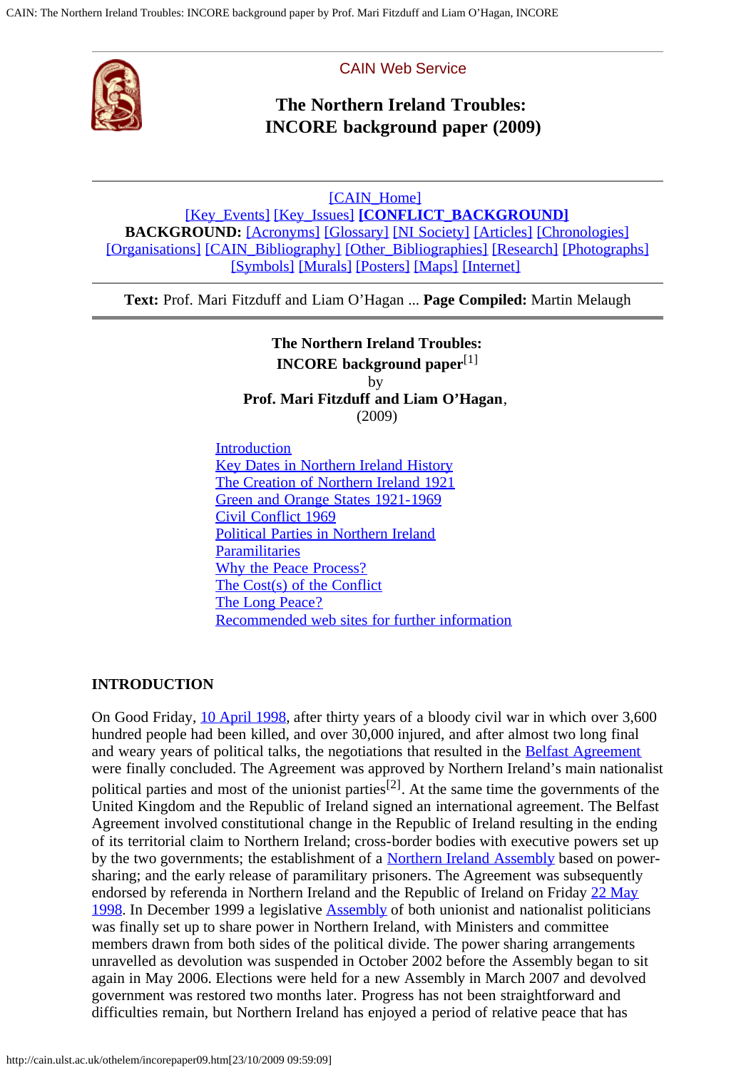CAIN Web Service

# The Northern Ireland Troubles: INCORE background paper (2009)

[CAIN_Home]
[Key_Events] [Key_Issues] **[CONFLICT_BACKGROUND]**
**BACKGROUND:** [Acronyms] [Glossary] [NI Society] [Articles] [Chronologies] [Organisations] [CAIN_Bibliography] [Other_Bibliographies] [Research] [Photographs] [Symbols] [Murals] [Posters] [Maps] [Internet]

**Text:** Prof. Mari Fitzduff and Liam O'Hagan ... **Page Compiled:** Martin Melaugh

**The Northern Ireland Troubles:**
**INCORE background paper**[1]
by
**Prof. Mari Fitzduff and Liam O'Hagan**,
(2009)

- Introduction
- Key Dates in Northern Ireland History
- The Creation of Northern Ireland 1921
- Green and Orange States 1921-1969
- Civil Conflict 1969
- Political Parties in Northern Ireland
- Paramilitaries
- Why the Peace Process?
- The Cost(s) of the Conflict
- The Long Peace?
- Recommended web sites for further information

## INTRODUCTION

On Good Friday, 10 April 1998, after thirty years of a bloody civil war in which over 3,600 hundred people had been killed, and over 30,000 injured, and after almost two long final and weary years of political talks, the negotiations that resulted in the Belfast Agreement were finally concluded. The Agreement was approved by Northern Ireland's main nationalist political parties and most of the unionist parties[2]. At the same time the governments of the United Kingdom and the Republic of Ireland signed an international agreement. The Belfast Agreement involved constitutional change in the Republic of Ireland resulting in the ending of its territorial claim to Northern Ireland; cross-border bodies with executive powers set up by the two governments; the establishment of a Northern Ireland Assembly based on power-sharing; and the early release of paramilitary prisoners. The Agreement was subsequently endorsed by referenda in Northern Ireland and the Republic of Ireland on Friday 22 May 1998. In December 1999 a legislative Assembly of both unionist and nationalist politicians was finally set up to share power in Northern Ireland, with Ministers and committee members drawn from both sides of the political divide. The power sharing arrangements unravelled as devolution was suspended in October 2002 before the Assembly began to sit again in May 2006. Elections were held for a new Assembly in March 2007 and devolved government was restored two months later. Progress has not been straightforward and difficulties remain, but Northern Ireland has enjoyed a period of relative peace that has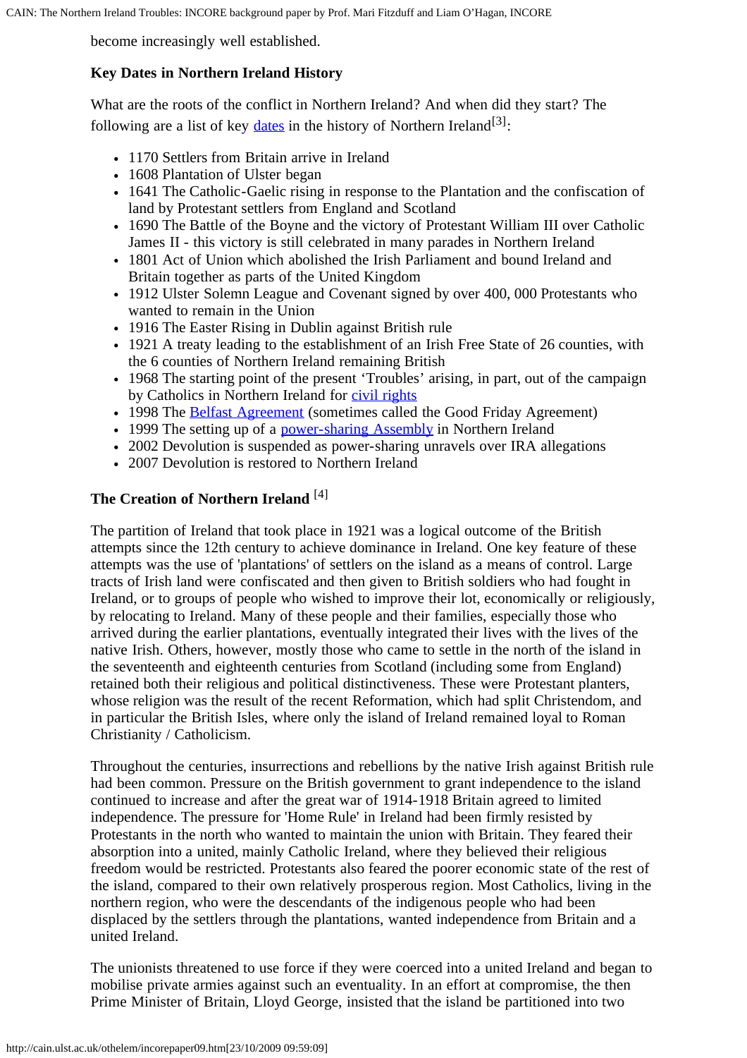become increasingly well established.

### Key Dates in Northern Ireland History

What are the roots of the conflict in Northern Ireland? And when did they start? The following are a list of key dates in the history of Northern Ireland[3]:

- 1170 Settlers from Britain arrive in Ireland
- 1608 Plantation of Ulster began
- 1641 The Catholic-Gaelic rising in response to the Plantation and the confiscation of land by Protestant settlers from England and Scotland
- 1690 The Battle of the Boyne and the victory of Protestant William III over Catholic James II - this victory is still celebrated in many parades in Northern Ireland
- 1801 Act of Union which abolished the Irish Parliament and bound Ireland and Britain together as parts of the United Kingdom
- 1912 Ulster Solemn League and Covenant signed by over 400, 000 Protestants who wanted to remain in the Union
- 1916 The Easter Rising in Dublin against British rule
- 1921 A treaty leading to the establishment of an Irish Free State of 26 counties, with the 6 counties of Northern Ireland remaining British
- 1968 The starting point of the present 'Troubles' arising, in part, out of the campaign by Catholics in Northern Ireland for civil rights
- 1998 The Belfast Agreement (sometimes called the Good Friday Agreement)
- 1999 The setting up of a power-sharing Assembly in Northern Ireland
- 2002 Devolution is suspended as power-sharing unravels over IRA allegations
- 2007 Devolution is restored to Northern Ireland

### The Creation of Northern Ireland [4]

The partition of Ireland that took place in 1921 was a logical outcome of the British attempts since the 12th century to achieve dominance in Ireland. One key feature of these attempts was the use of 'plantations' of settlers on the island as a means of control. Large tracts of Irish land were confiscated and then given to British soldiers who had fought in Ireland, or to groups of people who wished to improve their lot, economically or religiously, by relocating to Ireland. Many of these people and their families, especially those who arrived during the earlier plantations, eventually integrated their lives with the lives of the native Irish. Others, however, mostly those who came to settle in the north of the island in the seventeenth and eighteenth centuries from Scotland (including some from England) retained both their religious and political distinctiveness. These were Protestant planters, whose religion was the result of the recent Reformation, which had split Christendom, and in particular the British Isles, where only the island of Ireland remained loyal to Roman Christianity / Catholicism.

Throughout the centuries, insurrections and rebellions by the native Irish against British rule had been common. Pressure on the British government to grant independence to the island continued to increase and after the great war of 1914-1918 Britain agreed to limited independence. The pressure for 'Home Rule' in Ireland had been firmly resisted by Protestants in the north who wanted to maintain the union with Britain. They feared their absorption into a united, mainly Catholic Ireland, where they believed their religious freedom would be restricted. Protestants also feared the poorer economic state of the rest of the island, compared to their own relatively prosperous region. Most Catholics, living in the northern region, who were the descendants of the indigenous people who had been displaced by the settlers through the plantations, wanted independence from Britain and a united Ireland.

The unionists threatened to use force if they were coerced into a united Ireland and began to mobilise private armies against such an eventuality. In an effort at compromise, the then Prime Minister of Britain, Lloyd George, insisted that the island be partitioned into two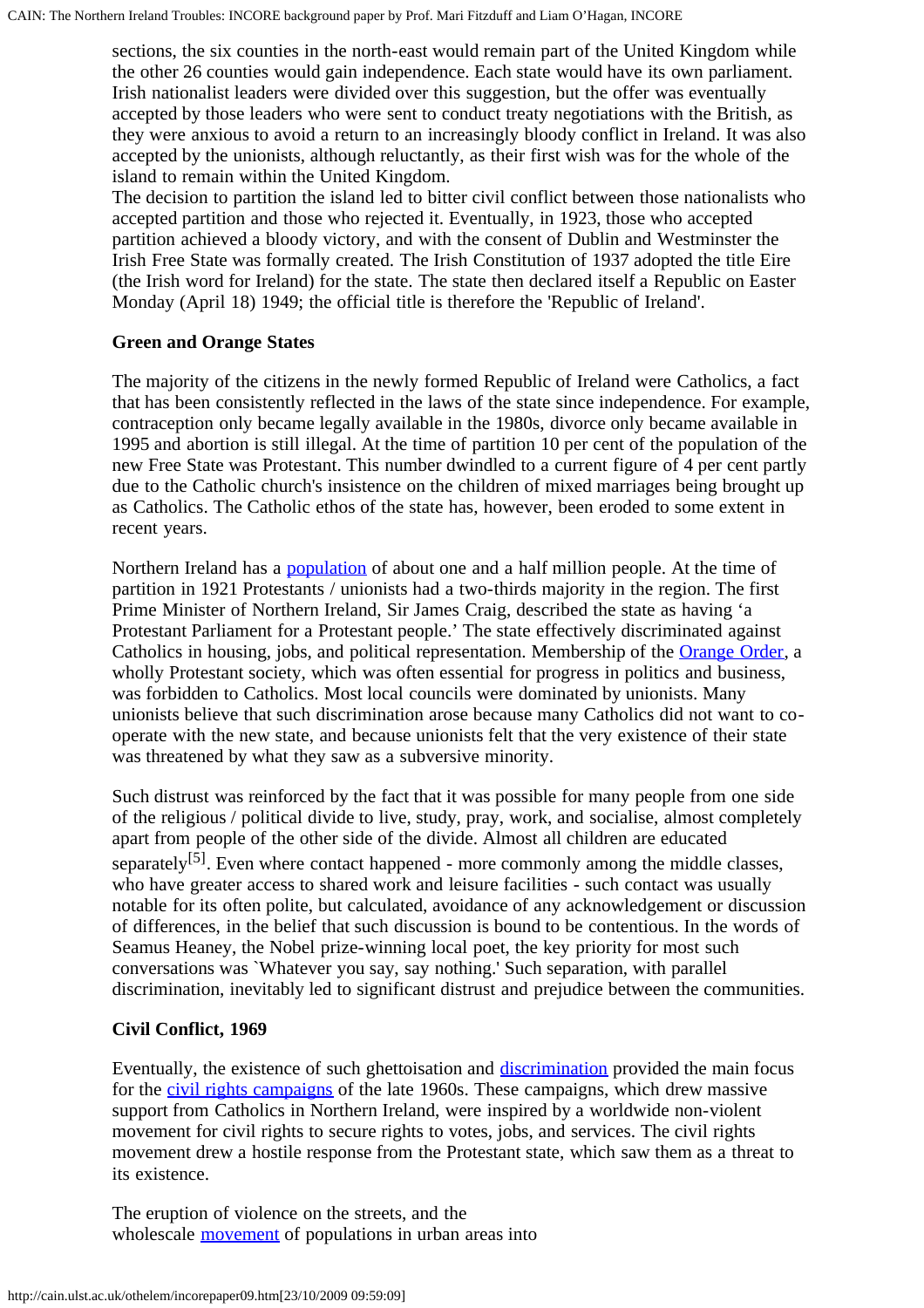sections, the six counties in the north-east would remain part of the United Kingdom while the other 26 counties would gain independence. Each state would have its own parliament. Irish nationalist leaders were divided over this suggestion, but the offer was eventually accepted by those leaders who were sent to conduct treaty negotiations with the British, as they were anxious to avoid a return to an increasingly bloody conflict in Ireland. It was also accepted by the unionists, although reluctantly, as their first wish was for the whole of the island to remain within the United Kingdom.
The decision to partition the island led to bitter civil conflict between those nationalists who accepted partition and those who rejected it. Eventually, in 1923, those who accepted partition achieved a bloody victory, and with the consent of Dublin and Westminster the Irish Free State was formally created. The Irish Constitution of 1937 adopted the title Eire (the Irish word for Ireland) for the state. The state then declared itself a Republic on Easter Monday (April 18) 1949; the official title is therefore the 'Republic of Ireland'.

**Green and Orange States**

The majority of the citizens in the newly formed Republic of Ireland were Catholics, a fact that has been consistently reflected in the laws of the state since independence. For example, contraception only became legally available in the 1980s, divorce only became available in 1995 and abortion is still illegal. At the time of partition 10 per cent of the population of the new Free State was Protestant. This number dwindled to a current figure of 4 per cent partly due to the Catholic church's insistence on the children of mixed marriages being brought up as Catholics. The Catholic ethos of the state has, however, been eroded to some extent in recent years.

Northern Ireland has a population of about one and a half million people. At the time of partition in 1921 Protestants / unionists had a two-thirds majority in the region. The first Prime Minister of Northern Ireland, Sir James Craig, described the state as having 'a Protestant Parliament for a Protestant people.' The state effectively discriminated against Catholics in housing, jobs, and political representation. Membership of the Orange Order, a wholly Protestant society, which was often essential for progress in politics and business, was forbidden to Catholics. Most local councils were dominated by unionists. Many unionists believe that such discrimination arose because many Catholics did not want to co-operate with the new state, and because unionists felt that the very existence of their state was threatened by what they saw as a subversive minority.

Such distrust was reinforced by the fact that it was possible for many people from one side of the religious / political divide to live, study, pray, work, and socialise, almost completely apart from people of the other side of the divide. Almost all children are educated separately[5]. Even where contact happened - more commonly among the middle classes, who have greater access to shared work and leisure facilities - such contact was usually notable for its often polite, but calculated, avoidance of any acknowledgement or discussion of differences, in the belief that such discussion is bound to be contentious. In the words of Seamus Heaney, the Nobel prize-winning local poet, the key priority for most such conversations was `Whatever you say, say nothing.' Such separation, with parallel discrimination, inevitably led to significant distrust and prejudice between the communities.

**Civil Conflict, 1969**

Eventually, the existence of such ghettoisation and discrimination provided the main focus for the civil rights campaigns of the late 1960s. These campaigns, which drew massive support from Catholics in Northern Ireland, were inspired by a worldwide non-violent movement for civil rights to secure rights to votes, jobs, and services. The civil rights movement drew a hostile response from the Protestant state, which saw them as a threat to its existence.

The eruption of violence on the streets, and the wholescale movement of populations in urban areas into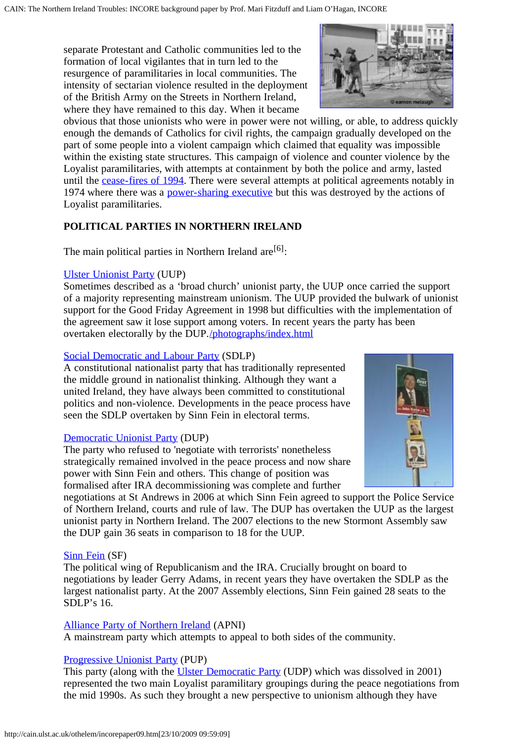separate Protestant and Catholic communities led to the formation of local vigilantes that in turn led to the resurgence of paramilitaries in local communities. The intensity of sectarian violence resulted in the deployment of the British Army on the Streets in Northern Ireland, where they have remained to this day. When it became obvious that those unionists who were in power were not willing, or able, to address quickly enough the demands of Catholics for civil rights, the campaign gradually developed on the part of some people into a violent campaign which claimed that equality was impossible within the existing state structures. This campaign of violence and counter violence by the Loyalist paramilitaries, with attempts at containment by both the police and army, lasted until the cease-fires of 1994. There were several attempts at political agreements notably in 1974 where there was a power-sharing executive but this was destroyed by the actions of Loyalist paramilitaries.

**POLITICAL PARTIES IN NORTHERN IRELAND**

The main political parties in Northern Ireland are[6]:

Ulster Unionist Party (UUP)
Sometimes described as a 'broad church' unionist party, the UUP once carried the support of a majority representing mainstream unionism. The UUP provided the bulwark of unionist support for the Good Friday Agreement in 1998 but difficulties with the implementation of the agreement saw it lose support among voters. In recent years the party has been overtaken electorally by the DUP./photographs/index.html

Social Democratic and Labour Party (SDLP)
A constitutional nationalist party that has traditionally represented the middle ground in nationalist thinking. Although they want a united Ireland, they have always been committed to constitutional politics and non-violence. Developments in the peace process have seen the SDLP overtaken by Sinn Fein in electoral terms.

Democratic Unionist Party (DUP)
The party who refused to 'negotiate with terrorists' nonetheless strategically remained involved in the peace process and now share power with Sinn Fein and others. This change of position was formalised after IRA decommissioning was complete and further negotiations at St Andrews in 2006 at which Sinn Fein agreed to support the Police Service of Northern Ireland, courts and rule of law. The DUP has overtaken the UUP as the largest unionist party in Northern Ireland. The 2007 elections to the new Stormont Assembly saw the DUP gain 36 seats in comparison to 18 for the UUP.

Sinn Fein (SF)
The political wing of Republicanism and the IRA. Crucially brought on board to negotiations by leader Gerry Adams, in recent years they have overtaken the SDLP as the largest nationalist party. At the 2007 Assembly elections, Sinn Fein gained 28 seats to the SDLP's 16.

Alliance Party of Northern Ireland (APNI)
A mainstream party which attempts to appeal to both sides of the community.

Progressive Unionist Party (PUP)
This party (along with the Ulster Democratic Party (UDP) which was dissolved in 2001) represented the two main Loyalist paramilitary groupings during the peace negotiations from the mid 1990s. As such they brought a new perspective to unionism although they have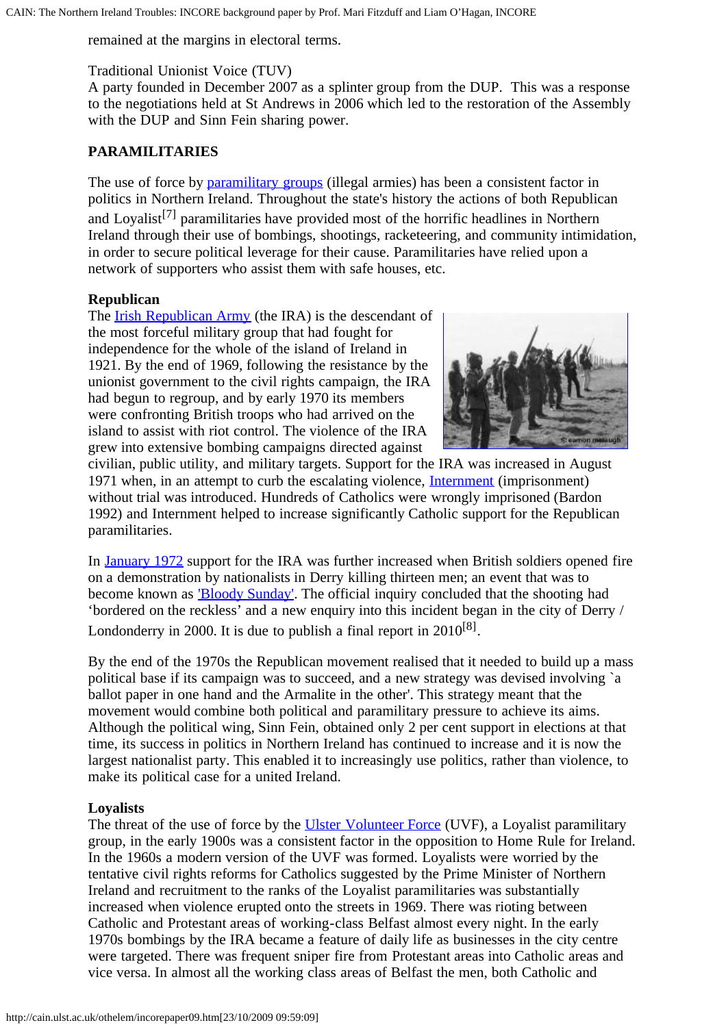remained at the margins in electoral terms.

Traditional Unionist Voice (TUV)
A party founded in December 2007 as a splinter group from the DUP. This was a response to the negotiations held at St Andrews in 2006 which led to the restoration of the Assembly with the DUP and Sinn Fein sharing power.

## PARAMILITARIES

The use of force by paramilitary groups (illegal armies) has been a consistent factor in politics in Northern Ireland. Throughout the state's history the actions of both Republican and Loyalist[7] paramilitaries have provided most of the horrific headlines in Northern Ireland through their use of bombings, shootings, racketeering, and community intimidation, in order to secure political leverage for their cause. Paramilitaries have relied upon a network of supporters who assist them with safe houses, etc.

### Republican

The Irish Republican Army (the IRA) is the descendant of the most forceful military group that had fought for independence for the whole of the island of Ireland in 1921. By the end of 1969, following the resistance by the unionist government to the civil rights campaign, the IRA had begun to regroup, and by early 1970 its members were confronting British troops who had arrived on the island to assist with riot control. The violence of the IRA grew into extensive bombing campaigns directed against civilian, public utility, and military targets. Support for the IRA was increased in August 1971 when, in an attempt to curb the escalating violence, Internment (imprisonment) without trial was introduced. Hundreds of Catholics were wrongly imprisoned (Bardon 1992) and Internment helped to increase significantly Catholic support for the Republican paramilitaries.

In January 1972 support for the IRA was further increased when British soldiers opened fire on a demonstration by nationalists in Derry killing thirteen men; an event that was to become known as 'Bloody Sunday'. The official inquiry concluded that the shooting had 'bordered on the reckless' and a new enquiry into this incident began in the city of Derry / Londonderry in 2000. It is due to publish a final report in 2010[8].

By the end of the 1970s the Republican movement realised that it needed to build up a mass political base if its campaign was to succeed, and a new strategy was devised involving `a ballot paper in one hand and the Armalite in the other'. This strategy meant that the movement would combine both political and paramilitary pressure to achieve its aims. Although the political wing, Sinn Fein, obtained only 2 per cent support in elections at that time, its success in politics in Northern Ireland has continued to increase and it is now the largest nationalist party. This enabled it to increasingly use politics, rather than violence, to make its political case for a united Ireland.

### Loyalists

The threat of the use of force by the Ulster Volunteer Force (UVF), a Loyalist paramilitary group, in the early 1900s was a consistent factor in the opposition to Home Rule for Ireland. In the 1960s a modern version of the UVF was formed. Loyalists were worried by the tentative civil rights reforms for Catholics suggested by the Prime Minister of Northern Ireland and recruitment to the ranks of the Loyalist paramilitaries was substantially increased when violence erupted onto the streets in 1969. There was rioting between Catholic and Protestant areas of working-class Belfast almost every night. In the early 1970s bombings by the IRA became a feature of daily life as businesses in the city centre were targeted. There was frequent sniper fire from Protestant areas into Catholic areas and vice versa. In almost all the working class areas of Belfast the men, both Catholic and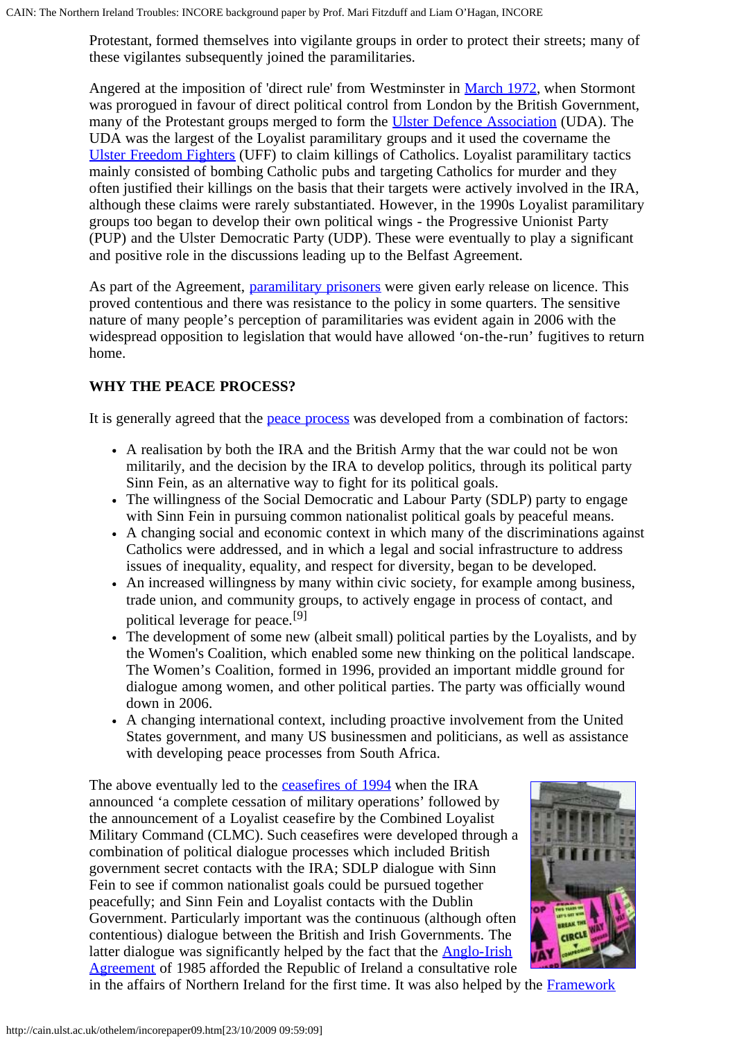Protestant, formed themselves into vigilante groups in order to protect their streets; many of these vigilantes subsequently joined the paramilitaries.

Angered at the imposition of 'direct rule' from Westminster in March 1972, when Stormont was prorogued in favour of direct political control from London by the British Government, many of the Protestant groups merged to form the Ulster Defence Association (UDA). The UDA was the largest of the Loyalist paramilitary groups and it used the covername the Ulster Freedom Fighters (UFF) to claim killings of Catholics. Loyalist paramilitary tactics mainly consisted of bombing Catholic pubs and targeting Catholics for murder and they often justified their killings on the basis that their targets were actively involved in the IRA, although these claims were rarely substantiated. However, in the 1990s Loyalist paramilitary groups too began to develop their own political wings - the Progressive Unionist Party (PUP) and the Ulster Democratic Party (UDP). These were eventually to play a significant and positive role in the discussions leading up to the Belfast Agreement.

As part of the Agreement, paramilitary prisoners were given early release on licence. This proved contentious and there was resistance to the policy in some quarters. The sensitive nature of many people's perception of paramilitaries was evident again in 2006 with the widespread opposition to legislation that would have allowed 'on-the-run' fugitives to return home.

**WHY THE PEACE PROCESS?**

It is generally agreed that the peace process was developed from a combination of factors:

- A realisation by both the IRA and the British Army that the war could not be won militarily, and the decision by the IRA to develop politics, through its political party Sinn Fein, as an alternative way to fight for its political goals.
- The willingness of the Social Democratic and Labour Party (SDLP) party to engage with Sinn Fein in pursuing common nationalist political goals by peaceful means.
- A changing social and economic context in which many of the discriminations against Catholics were addressed, and in which a legal and social infrastructure to address issues of inequality, equality, and respect for diversity, began to be developed.
- An increased willingness by many within civic society, for example among business, trade union, and community groups, to actively engage in process of contact, and political leverage for peace.[9]
- The development of some new (albeit small) political parties by the Loyalists, and by the Women's Coalition, which enabled some new thinking on the political landscape. The Women's Coalition, formed in 1996, provided an important middle ground for dialogue among women, and other political parties. The party was officially wound down in 2006.
- A changing international context, including proactive involvement from the United States government, and many US businessmen and politicians, as well as assistance with developing peace processes from South Africa.

The above eventually led to the ceasefires of 1994 when the IRA announced 'a complete cessation of military operations' followed by the announcement of a Loyalist ceasefire by the Combined Loyalist Military Command (CLMC). Such ceasefires were developed through a combination of political dialogue processes which included British government secret contacts with the IRA; SDLP dialogue with Sinn Fein to see if common nationalist goals could be pursued together peacefully; and Sinn Fein and Loyalist contacts with the Dublin Government. Particularly important was the continuous (although often contentious) dialogue between the British and Irish Governments. The latter dialogue was significantly helped by the fact that the Anglo-Irish Agreement of 1985 afforded the Republic of Ireland a consultative role in the affairs of Northern Ireland for the first time. It was also helped by the Framework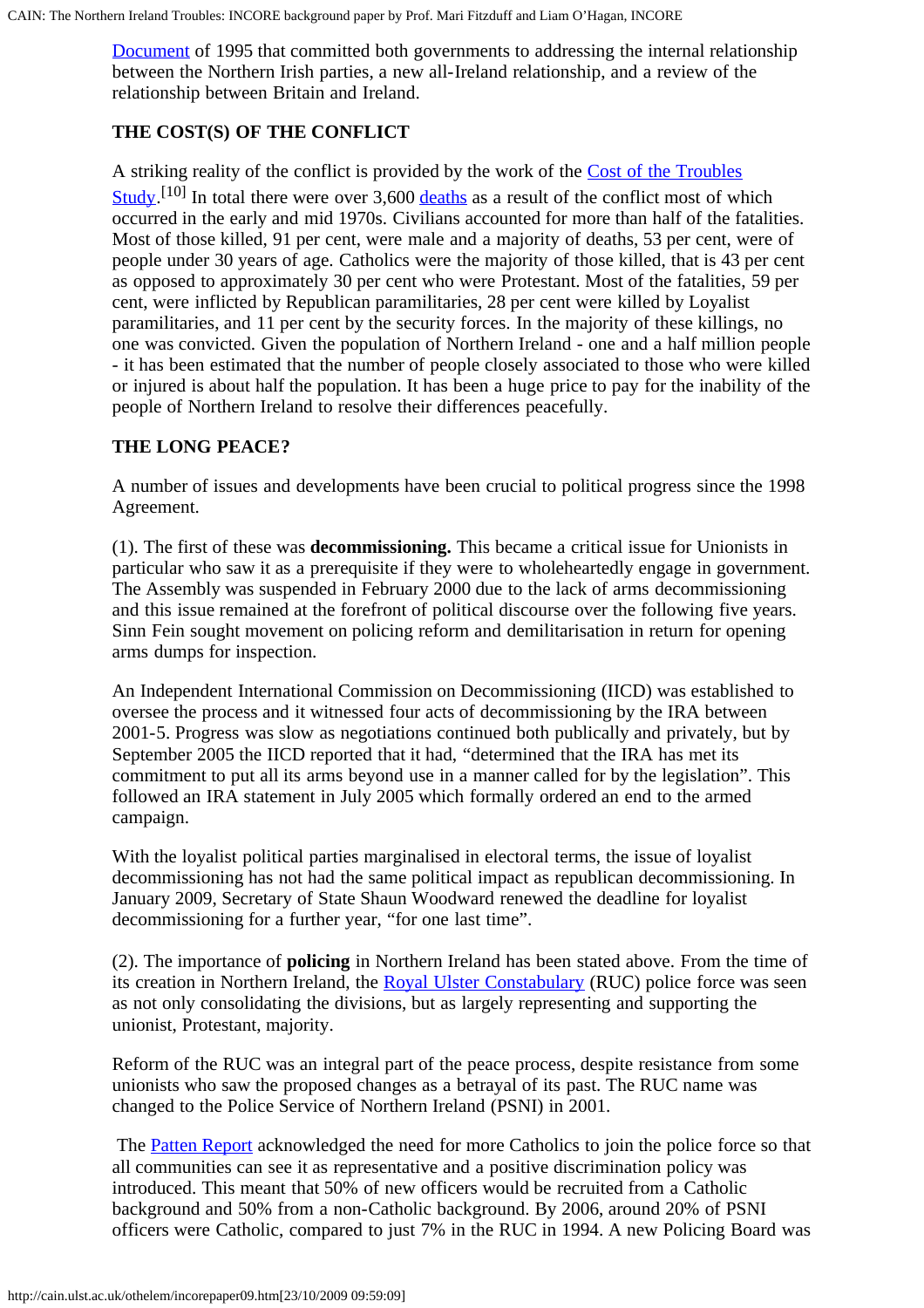Document of 1995 that committed both governments to addressing the internal relationship between the Northern Irish parties, a new all-Ireland relationship, and a review of the relationship between Britain and Ireland.

**THE COST(S) OF THE CONFLICT**

A striking reality of the conflict is provided by the work of the Cost of the Troubles Study.[10] In total there were over 3,600 deaths as a result of the conflict most of which occurred in the early and mid 1970s. Civilians accounted for more than half of the fatalities. Most of those killed, 91 per cent, were male and a majority of deaths, 53 per cent, were of people under 30 years of age. Catholics were the majority of those killed, that is 43 per cent as opposed to approximately 30 per cent who were Protestant. Most of the fatalities, 59 per cent, were inflicted by Republican paramilitaries, 28 per cent were killed by Loyalist paramilitaries, and 11 per cent by the security forces. In the majority of these killings, no one was convicted. Given the population of Northern Ireland - one and a half million people - it has been estimated that the number of people closely associated to those who were killed or injured is about half the population. It has been a huge price to pay for the inability of the people of Northern Ireland to resolve their differences peacefully.

**THE LONG PEACE?**

A number of issues and developments have been crucial to political progress since the 1998 Agreement.

(1). The first of these was **decommissioning.** This became a critical issue for Unionists in particular who saw it as a prerequisite if they were to wholeheartedly engage in government. The Assembly was suspended in February 2000 due to the lack of arms decommissioning and this issue remained at the forefront of political discourse over the following five years. Sinn Fein sought movement on policing reform and demilitarisation in return for opening arms dumps for inspection.

An Independent International Commission on Decommissioning (IICD) was established to oversee the process and it witnessed four acts of decommissioning by the IRA between 2001-5. Progress was slow as negotiations continued both publically and privately, but by September 2005 the IICD reported that it had, “determined that the IRA has met its commitment to put all its arms beyond use in a manner called for by the legislation”. This followed an IRA statement in July 2005 which formally ordered an end to the armed campaign.

With the loyalist political parties marginalised in electoral terms, the issue of loyalist decommissioning has not had the same political impact as republican decommissioning. In January 2009, Secretary of State Shaun Woodward renewed the deadline for loyalist decommissioning for a further year, “for one last time”.

(2). The importance of **policing** in Northern Ireland has been stated above. From the time of its creation in Northern Ireland, the Royal Ulster Constabulary (RUC) police force was seen as not only consolidating the divisions, but as largely representing and supporting the unionist, Protestant, majority.

Reform of the RUC was an integral part of the peace process, despite resistance from some unionists who saw the proposed changes as a betrayal of its past. The RUC name was changed to the Police Service of Northern Ireland (PSNI) in 2001.

The Patten Report acknowledged the need for more Catholics to join the police force so that all communities can see it as representative and a positive discrimination policy was introduced. This meant that 50% of new officers would be recruited from a Catholic background and 50% from a non-Catholic background. By 2006, around 20% of PSNI officers were Catholic, compared to just 7% in the RUC in 1994. A new Policing Board was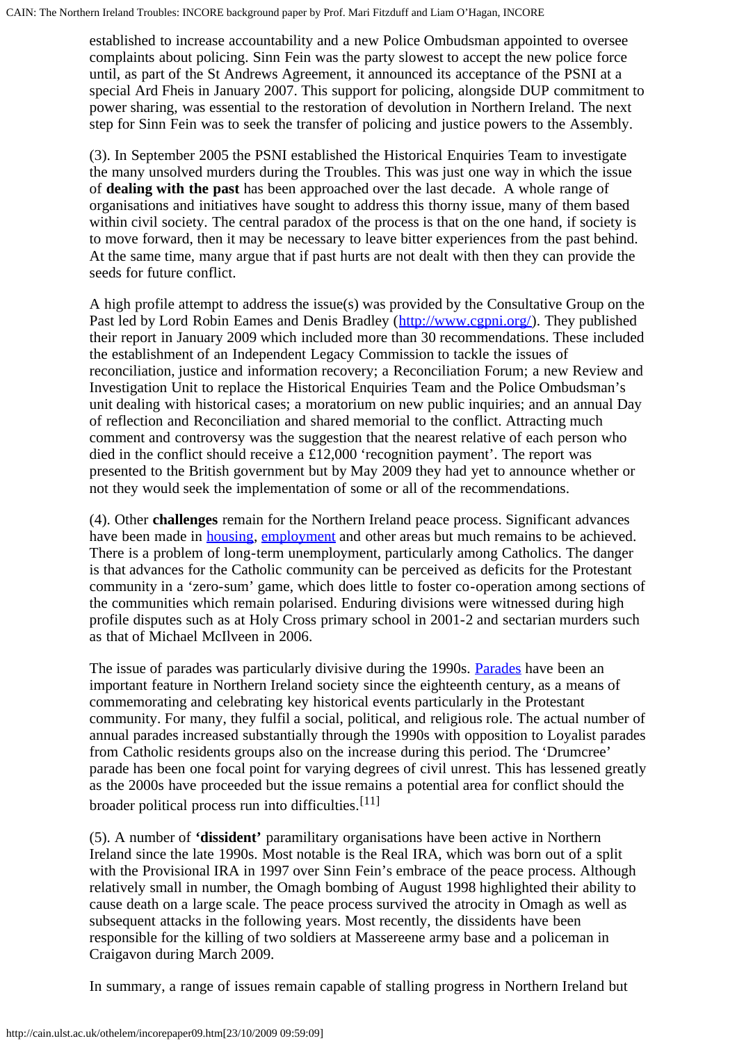established to increase accountability and a new Police Ombudsman appointed to oversee complaints about policing. Sinn Fein was the party slowest to accept the new police force until, as part of the St Andrews Agreement, it announced its acceptance of the PSNI at a special Ard Fheis in January 2007. This support for policing, alongside DUP commitment to power sharing, was essential to the restoration of devolution in Northern Ireland. The next step for Sinn Fein was to seek the transfer of policing and justice powers to the Assembly.

(3). In September 2005 the PSNI established the Historical Enquiries Team to investigate the many unsolved murders during the Troubles. This was just one way in which the issue of **dealing with the past** has been approached over the last decade. A whole range of organisations and initiatives have sought to address this thorny issue, many of them based within civil society. The central paradox of the process is that on the one hand, if society is to move forward, then it may be necessary to leave bitter experiences from the past behind. At the same time, many argue that if past hurts are not dealt with then they can provide the seeds for future conflict.

A high profile attempt to address the issue(s) was provided by the Consultative Group on the Past led by Lord Robin Eames and Denis Bradley ([http://www.cgpni.org/](http://www.cgpni.org/)). They published their report in January 2009 which included more than 30 recommendations. These included the establishment of an Independent Legacy Commission to tackle the issues of reconciliation, justice and information recovery; a Reconciliation Forum; a new Review and Investigation Unit to replace the Historical Enquiries Team and the Police Ombudsman's unit dealing with historical cases; a moratorium on new public inquiries; and an annual Day of reflection and Reconciliation and shared memorial to the conflict. Attracting much comment and controversy was the suggestion that the nearest relative of each person who died in the conflict should receive a £12,000 'recognition payment'. The report was presented to the British government but by May 2009 they had yet to announce whether or not they would seek the implementation of some or all of the recommendations.

(4). Other **challenges** remain for the Northern Ireland peace process. Significant advances have been made in housing, employment and other areas but much remains to be achieved. There is a problem of long-term unemployment, particularly among Catholics. The danger is that advances for the Catholic community can be perceived as deficits for the Protestant community in a 'zero-sum' game, which does little to foster co-operation among sections of the communities which remain polarised. Enduring divisions were witnessed during high profile disputes such as at Holy Cross primary school in 2001-2 and sectarian murders such as that of Michael McIlveen in 2006.

The issue of parades was particularly divisive during the 1990s. Parades have been an important feature in Northern Ireland society since the eighteenth century, as a means of commemorating and celebrating key historical events particularly in the Protestant community. For many, they fulfil a social, political, and religious role. The actual number of annual parades increased substantially through the 1990s with opposition to Loyalist parades from Catholic residents groups also on the increase during this period. The 'Drumcree' parade has been one focal point for varying degrees of civil unrest. This has lessened greatly as the 2000s have proceeded but the issue remains a potential area for conflict should the broader political process run into difficulties.[11]

(5). A number of **'dissident'** paramilitary organisations have been active in Northern Ireland since the late 1990s. Most notable is the Real IRA, which was born out of a split with the Provisional IRA in 1997 over Sinn Fein's embrace of the peace process. Although relatively small in number, the Omagh bombing of August 1998 highlighted their ability to cause death on a large scale. The peace process survived the atrocity in Omagh as well as subsequent attacks in the following years. Most recently, the dissidents have been responsible for the killing of two soldiers at Massereene army base and a policeman in Craigavon during March 2009.

In summary, a range of issues remain capable of stalling progress in Northern Ireland but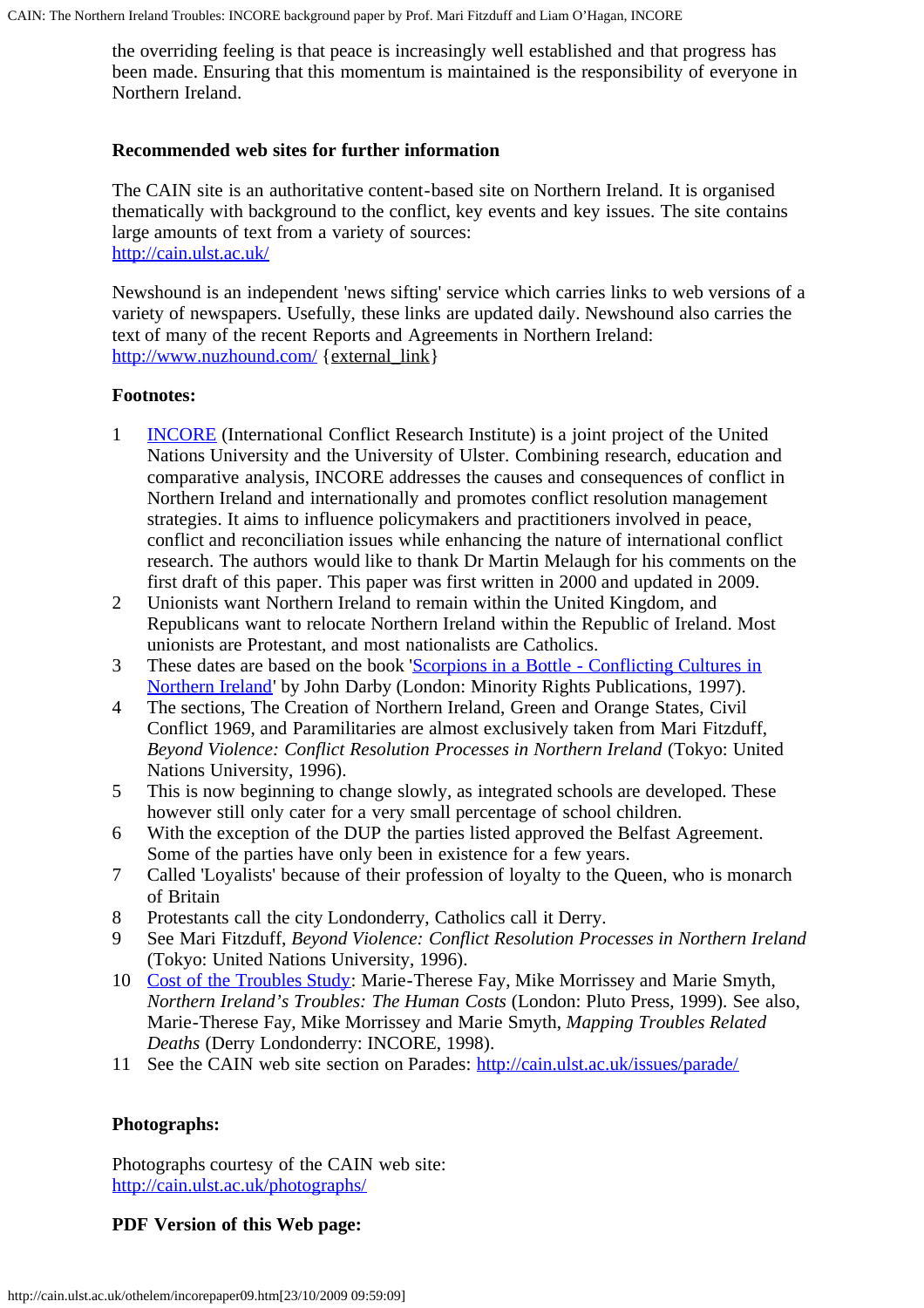the overriding feeling is that peace is increasingly well established and that progress has been made. Ensuring that this momentum is maintained is the responsibility of everyone in Northern Ireland.

**Recommended web sites for further information**

The CAIN site is an authoritative content-based site on Northern Ireland. It is organised thematically with background to the conflict, key events and key issues. The site contains large amounts of text from a variety of sources:
http://cain.ulst.ac.uk/

Newshound is an independent 'news sifting' service which carries links to web versions of a variety of newspapers. Usefully, these links are updated daily. Newshound also carries the text of many of the recent Reports and Agreements in Northern Ireland:
http://www.nuzhound.com/ {external_link}

**Footnotes:**

1. INCORE (International Conflict Research Institute) is a joint project of the United Nations University and the University of Ulster. Combining research, education and comparative analysis, INCORE addresses the causes and consequences of conflict in Northern Ireland and internationally and promotes conflict resolution management strategies. It aims to influence policymakers and practitioners involved in peace, conflict and reconciliation issues while enhancing the nature of international conflict research. The authors would like to thank Dr Martin Melaugh for his comments on the first draft of this paper. This paper was first written in 2000 and updated in 2009.
2. Unionists want Northern Ireland to remain within the United Kingdom, and Republicans want to relocate Northern Ireland within the Republic of Ireland. Most unionists are Protestant, and most nationalists are Catholics.
3. These dates are based on the book 'Scorpions in a Bottle - Conflicting Cultures in Northern Ireland' by John Darby (London: Minority Rights Publications, 1997).
4. The sections, The Creation of Northern Ireland, Green and Orange States, Civil Conflict 1969, and Paramilitaries are almost exclusively taken from Mari Fitzduff, *Beyond Violence: Conflict Resolution Processes in Northern Ireland* (Tokyo: United Nations University, 1996).
5. This is now beginning to change slowly, as integrated schools are developed. These however still only cater for a very small percentage of school children.
6. With the exception of the DUP the parties listed approved the Belfast Agreement. Some of the parties have only been in existence for a few years.
7. Called 'Loyalists' because of their profession of loyalty to the Queen, who is monarch of Britain
8. Protestants call the city Londonderry, Catholics call it Derry.
9. See Mari Fitzduff, *Beyond Violence: Conflict Resolution Processes in Northern Ireland* (Tokyo: United Nations University, 1996).
10. Cost of the Troubles Study: Marie-Therese Fay, Mike Morrissey and Marie Smyth, *Northern Ireland's Troubles: The Human Costs* (London: Pluto Press, 1999). See also, Marie-Therese Fay, Mike Morrissey and Marie Smyth, *Mapping Troubles Related Deaths* (Derry Londonderry: INCORE, 1998).
11. See the CAIN web site section on Parades: http://cain.ulst.ac.uk/issues/parade/

**Photographs:**

Photographs courtesy of the CAIN web site:
http://cain.ulst.ac.uk/photographs/

**PDF Version of this Web page:**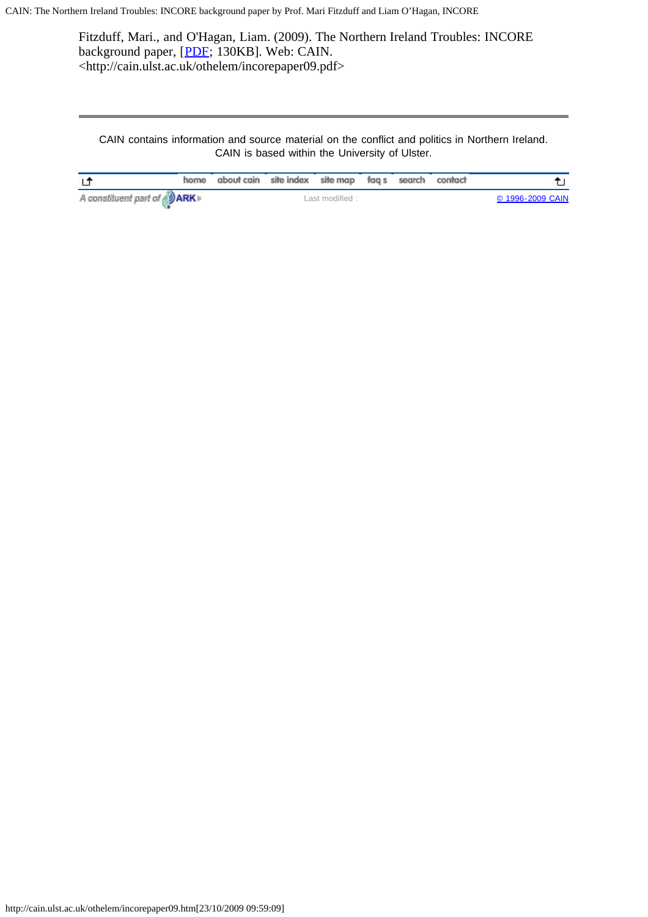Fitzduff, Mari., and O'Hagan, Liam. (2009). The Northern Ireland Troubles: INCORE background paper, [PDF; 130KB]. Web: CAIN. <http://cain.ulst.ac.uk/othelem/incorepaper09.pdf>

---

CAIN contains information and source material on the conflict and politics in Northern Ireland. CAIN is based within the University of Ulster.

home about cain site index site map faq s search contact

A constituent part of ARK Last modified : © 1996-2009 CAIN